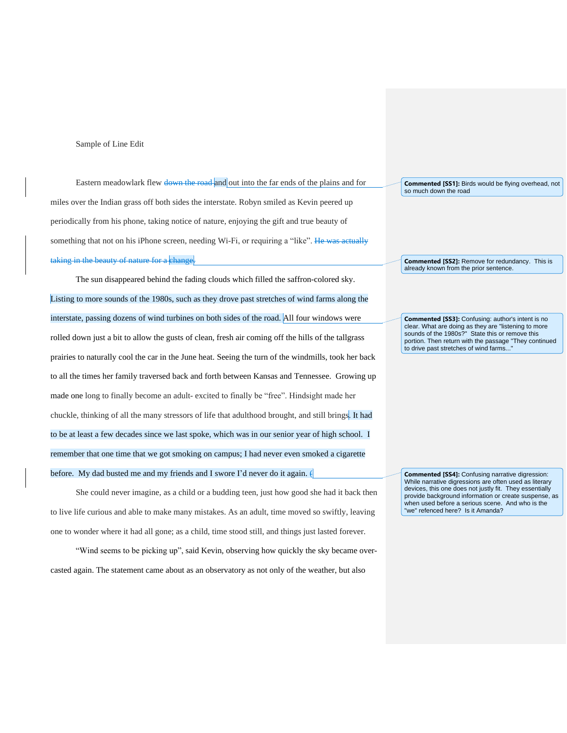Sample of Line Edit

Eastern meadowlark flew ~~down the road~~ and out into the far ends of the plains and for miles over the Indian grass off both sides the interstate. Robyn smiled as Kevin peered up periodically from his phone, taking notice of nature, enjoying the gift and true beauty of something that not on his iPhone screen, needing Wi-Fi, or requiring a "like". ~~He was actually taking in the beauty of nature for a change.~~

The sun disappeared behind the fading clouds which filled the saffron-colored sky. Listing to more sounds of the 1980s, such as they drove past stretches of wind farms along the interstate, passing dozens of wind turbines on both sides of the road. All four windows were rolled down just a bit to allow the gusts of clean, fresh air coming off the hills of the tallgrass prairies to naturally cool the car in the June heat. Seeing the turn of the windmills, took her back to all the times her family traversed back and forth between Kansas and Tennessee. Growing up made one long to finally become an adult- excited to finally be "free". Hindsight made her chuckle, thinking of all the many stressors of life that adulthood brought, and still brings. It had to be at least a few decades since we last spoke, which was in our senior year of high school. I remember that one time that we got smoking on campus; I had never even smoked a cigarette before. My dad busted me and my friends and I swore I'd never do it again. ~~(~~

She could never imagine, as a child or a budding teen, just how good she had it back then to live life curious and able to make many mistakes. As an adult, time moved so swiftly, leaving one to wonder where it had all gone; as a child, time stood still, and things just lasted forever.

"Wind seems to be picking up", said Kevin, observing how quickly the sky became over-casted again. The statement came about as an observatory as not only of the weather, but also

> **Commented [SS1]:** Birds would be flying overhead, not so much down the road

> **Commented [SS2]:** Remove for redundancy. This is already known from the prior sentence.

> **Commented [SS3]:** Confusing: author's intent is no clear. What are doing as they are "listening to more sounds of the 1980s?" State this or remove this portion. Then return with the passage "They continued to drive past stretches of wind farms..."

> **Commented [SS4]:** Confusing narrative digression: While narrative digressions are often used as literary devices, this one does not justly fit. They essentially provide background information or create suspense, as when used before a serious scene. And who is the "we" refenced here? Is it Amanda?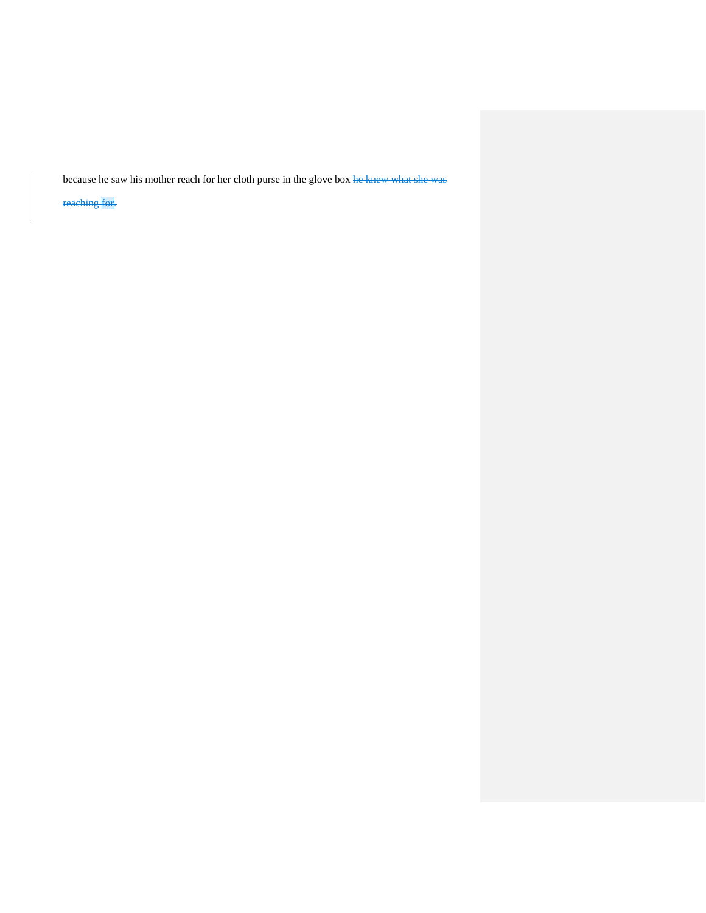because he saw his mother reach for her cloth purse in the glove box ~~he knew what she was reaching for~~